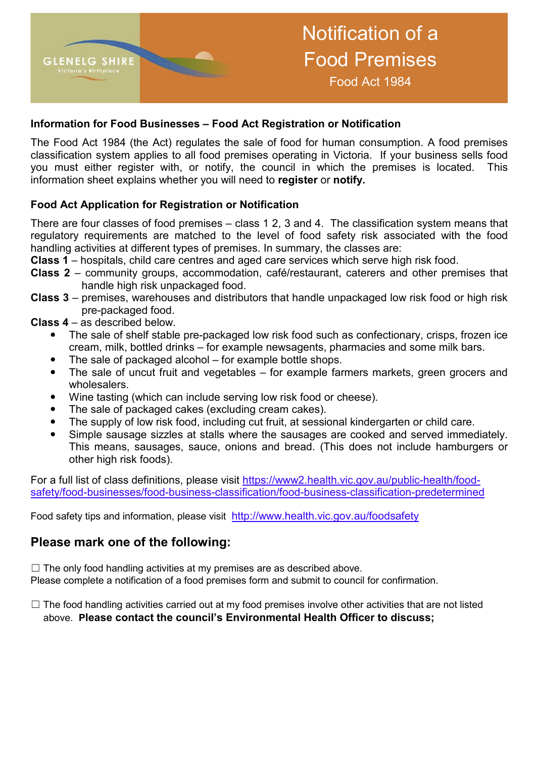GLENELG SHIRE
Victoria's Birthplace

# Notification of a Food Premises

Food Act 1984

**Information for Food Businesses – Food Act Registration or Notification**

The Food Act 1984 (the Act) regulates the sale of food for human consumption. A food premises classification system applies to all food premises operating in Victoria. If your business sells food you must either register with, or notify, the council in which the premises is located. This information sheet explains whether you will need to **register** or **notify.**

**Food Act Application for Registration or Notification**

There are four classes of food premises – class 1 2, 3 and 4. The classification system means that regulatory requirements are matched to the level of food safety risk associated with the food handling activities at different types of premises. In summary, the classes are:

**Class 1** – hospitals, child care centres and aged care services which serve high risk food.

**Class 2** – community groups, accommodation, café/restaurant, caterers and other premises that handle high risk unpackaged food.

**Class 3** – premises, warehouses and distributors that handle unpackaged low risk food or high risk pre-packaged food.

**Class 4** – as described below.

- The sale of shelf stable pre-packaged low risk food such as confectionary, crisps, frozen ice cream, milk, bottled drinks – for example newsagents, pharmacies and some milk bars.
- The sale of packaged alcohol – for example bottle shops.
- The sale of uncut fruit and vegetables – for example farmers markets, green grocers and wholesalers.
- Wine tasting (which can include serving low risk food or cheese).
- The sale of packaged cakes (excluding cream cakes).
- The supply of low risk food, including cut fruit, at sessional kindergarten or child care.
- Simple sausage sizzles at stalls where the sausages are cooked and served immediately. This means, sausages, sauce, onions and bread. (This does not include hamburgers or other high risk foods).

For a full list of class definitions, please visit https://www2.health.vic.gov.au/public-health/food-safety/food-businesses/food-business-classification/food-business-classification-predetermined

Food safety tips and information, please visit http://www.health.vic.gov.au/foodsafety

## Please mark one of the following:

☐ The only food handling activities at my premises are as described above.
Please complete a notification of a food premises form and submit to council for confirmation.

☐ The food handling activities carried out at my food premises involve other activities that are not listed above. **Please contact the council's Environmental Health Officer to discuss;**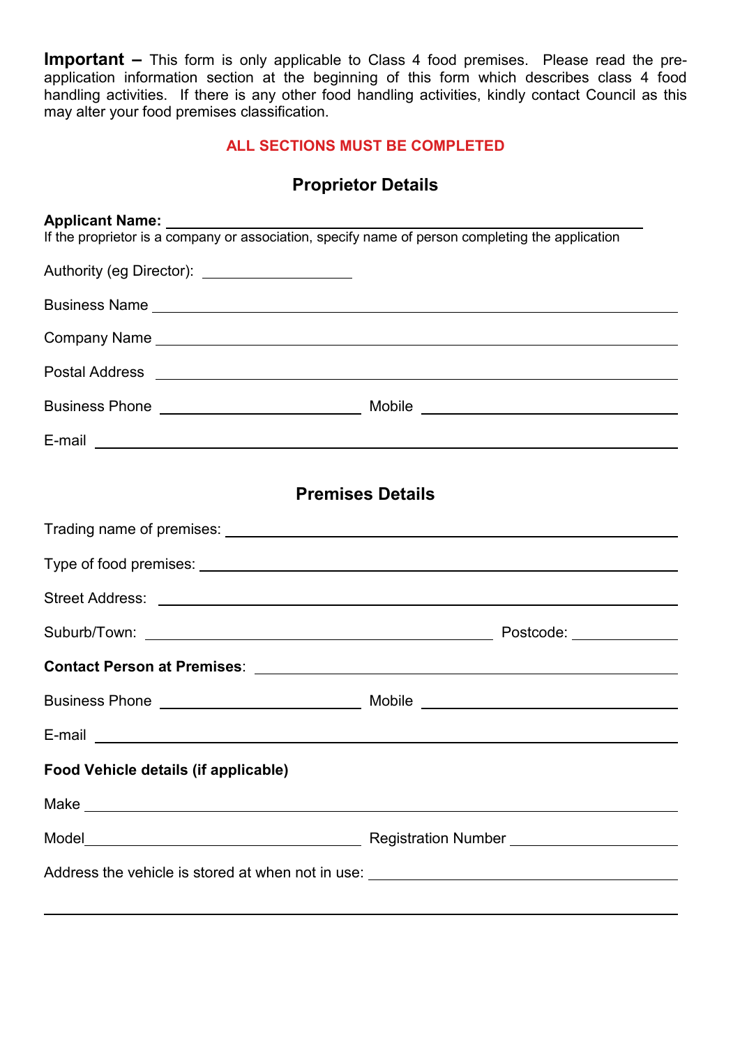**Important –** This form is only applicable to Class 4 food premises. Please read the pre-application information section at the beginning of this form which describes class 4 food handling activities. If there is any other food handling activities, kindly contact Council as this may alter your food premises classification.

**ALL SECTIONS MUST BE COMPLETED**

## Proprietor Details

**Applicant Name:** ______________________________________________

If the proprietor is a company or association, specify name of person completing the application

Authority (eg Director): __________________

Business Name ______________________________________________

Company Name ______________________________________________

Postal Address ______________________________________________

Business Phone ____________________ Mobile ____________________

E-mail ______________________________________________

## Premises Details

Trading name of premises: ______________________________________________

Type of food premises: ______________________________________________

Street Address: ______________________________________________

Suburb/Town: ______________________________ Postcode: __________

**Contact Person at Premises**: ______________________________________________

Business Phone ____________________ Mobile ____________________

E-mail ______________________________________________

**Food Vehicle details (if applicable)**

Make ______________________________________________

Model ______________________________ Registration Number ____________________

Address the vehicle is stored at when not in use: ______________________________________________

______________________________________________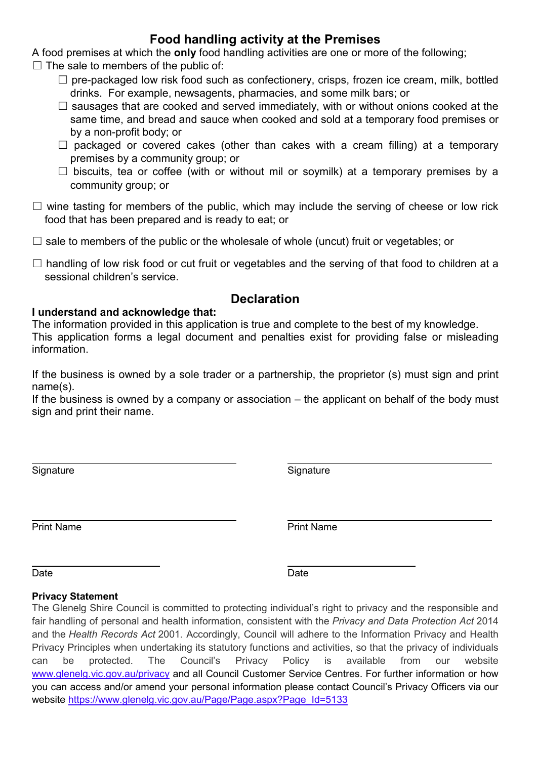## Food handling activity at the Premises

A food premises at which the **only** food handling activities are one or more of the following;

☐ The sale to members of the public of:

- ☐ pre-packaged low risk food such as confectionery, crisps, frozen ice cream, milk, bottled drinks. For example, newsagents, pharmacies, and some milk bars; or
- ☐ sausages that are cooked and served immediately, with or without onions cooked at the same time, and bread and sauce when cooked and sold at a temporary food premises or by a non-profit body; or
- ☐ packaged or covered cakes (other than cakes with a cream filling) at a temporary premises by a community group; or
- ☐ biscuits, tea or coffee (with or without mil or soymilk) at a temporary premises by a community group; or

☐ wine tasting for members of the public, which may include the serving of cheese or low rick food that has been prepared and is ready to eat; or

☐ sale to members of the public or the wholesale of whole (uncut) fruit or vegetables; or

☐ handling of low risk food or cut fruit or vegetables and the serving of that food to children at a sessional children's service.

## Declaration

**I understand and acknowledge that:**

The information provided in this application is true and complete to the best of my knowledge.
This application forms a legal document and penalties exist for providing false or misleading information.

If the business is owned by a sole trader or a partnership, the proprietor (s) must sign and print name(s).
If the business is owned by a company or association – the applicant on behalf of the body must sign and print their name.

| | |
|---|---|
| Signature | Signature |
| Print Name | Print Name |
| Date | Date |

**Privacy Statement**

The Glenelg Shire Council is committed to protecting individual's right to privacy and the responsible and fair handling of personal and health information, consistent with the *Privacy and Data Protection Act* 2014 and the *Health Records Act* 2001. Accordingly, Council will adhere to the Information Privacy and Health Privacy Principles when undertaking its statutory functions and activities, so that the privacy of individuals can be protected. The Council's Privacy Policy is available from our website www.glenelg.vic.gov.au/privacy and all Council Customer Service Centres. For further information or how you can access and/or amend your personal information please contact Council's Privacy Officers via our website https://www.glenelg.vic.gov.au/Page/Page.aspx?Page_Id=5133